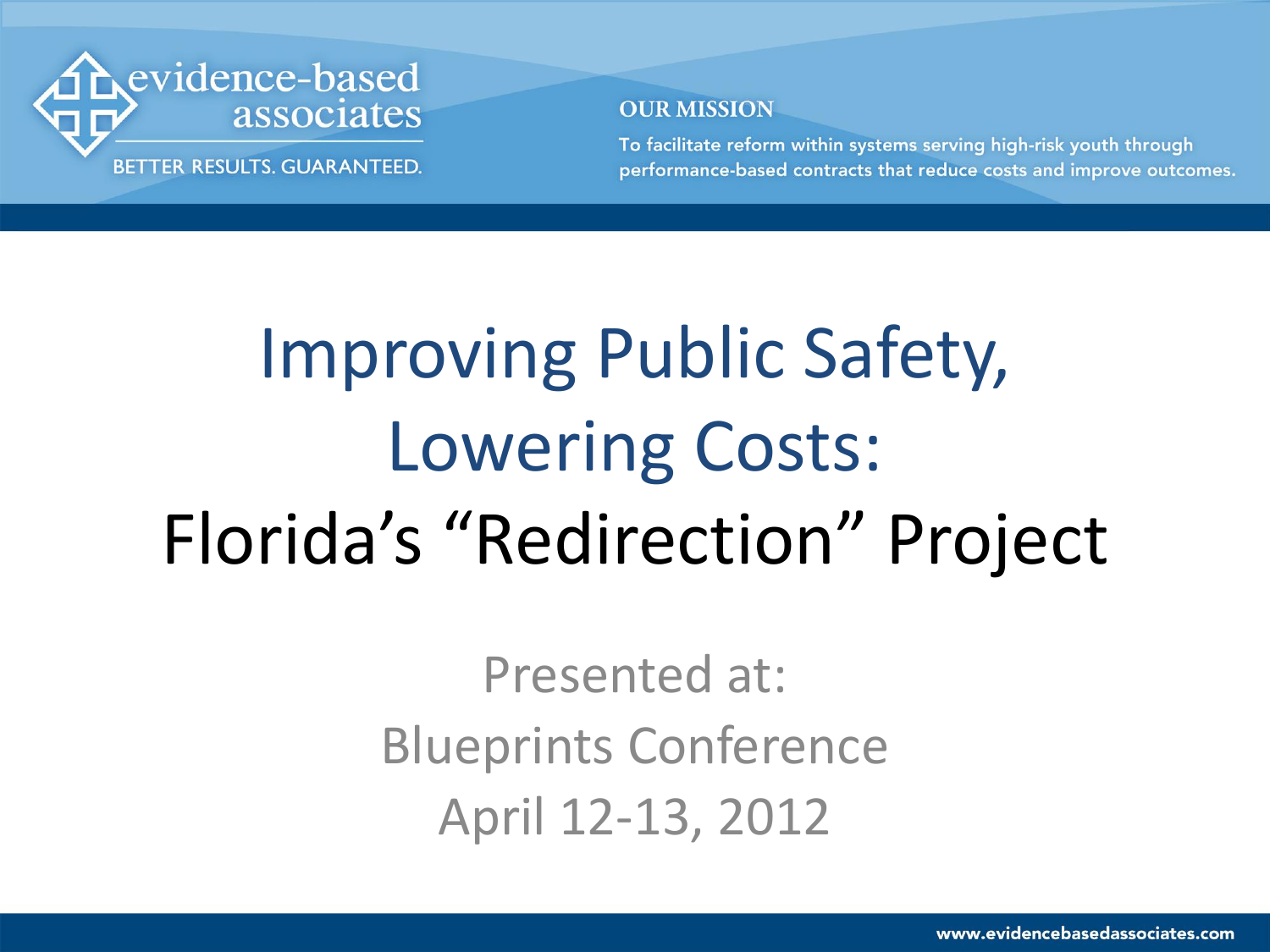evidence-based associates

BETTER RESULTS. GUARANTEED.

**OUR MISSION**

To facilitate reform within systems serving high-risk youth through performance-based contracts that reduce costs and improve outcomes.

# Improving Public Safety, Lowering Costs: Florida's "Redirection" Project

Presented at:
Blueprints Conference
April 12-13, 2012

www.evidencebasedassociates.com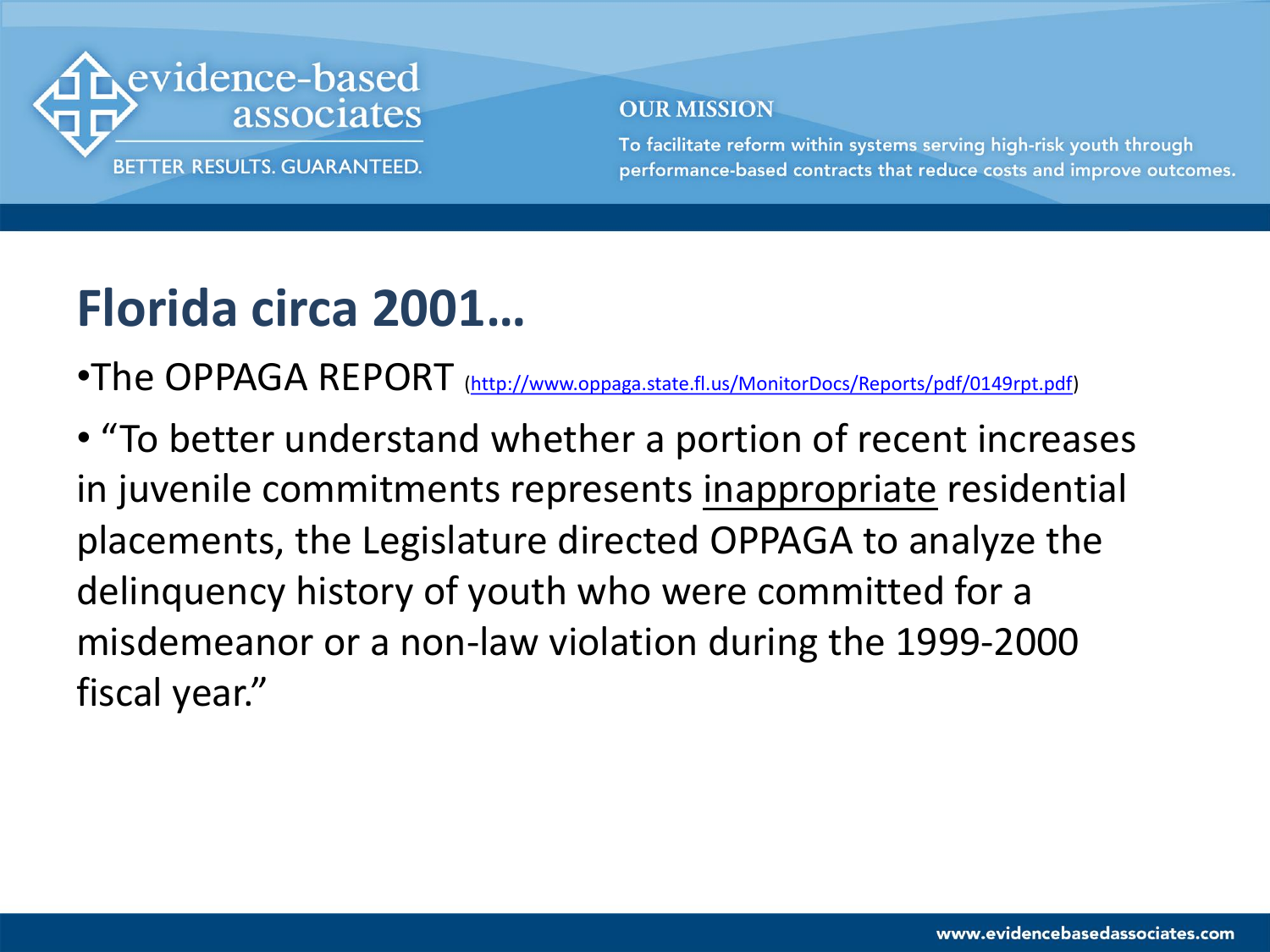# Florida circa 2001…

- The OPPAGA REPORT (http://www.oppaga.state.fl.us/MonitorDocs/Reports/pdf/0149rpt.pdf)
- "To better understand whether a portion of recent increases in juvenile commitments represents inappropriate residential placements, the Legislature directed OPPAGA to analyze the delinquency history of youth who were committed for a misdemeanor or a non-law violation during the 1999-2000 fiscal year."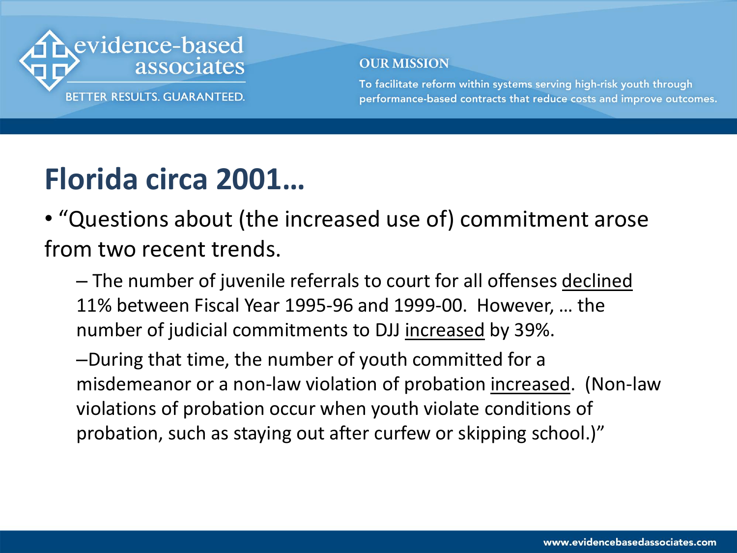# Florida circa 2001…

- "Questions about (the increased use of) commitment arose from two recent trends.
  - The number of juvenile referrals to court for all offenses <u>declined</u> 11% between Fiscal Year 1995-96 and 1999-00. However, … the number of judicial commitments to DJJ <u>increased</u> by 39%.
  - During that time, the number of youth committed for a misdemeanor or a non-law violation of probation <u>increased</u>. (Non-law violations of probation occur when youth violate conditions of probation, such as staying out after curfew or skipping school.)"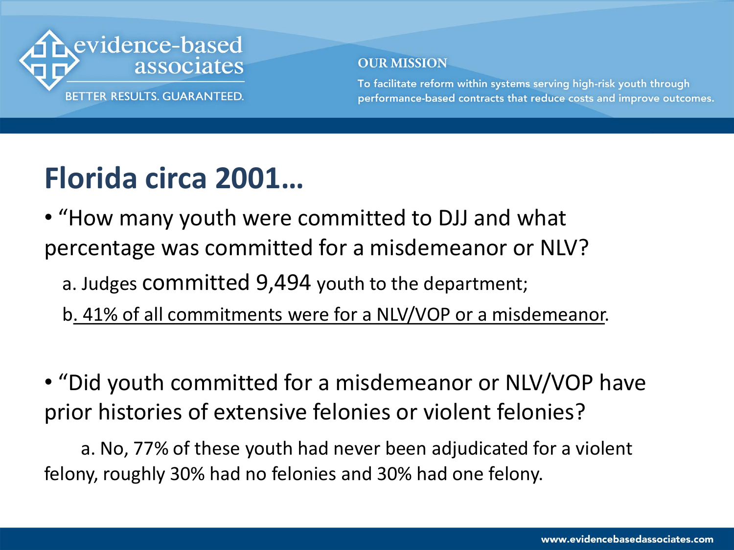# Florida circa 2001…

- "How many youth were committed to DJJ and what percentage was committed for a misdemeanor or NLV?

  a. Judges committed 9,494 youth to the department;

  b. 41% of all commitments were for a NLV/VOP or a misdemeanor.

- "Did youth committed for a misdemeanor or NLV/VOP have prior histories of extensive felonies or violent felonies?

  a. No, 77% of these youth had never been adjudicated for a violent felony, roughly 30% had no felonies and 30% had one felony.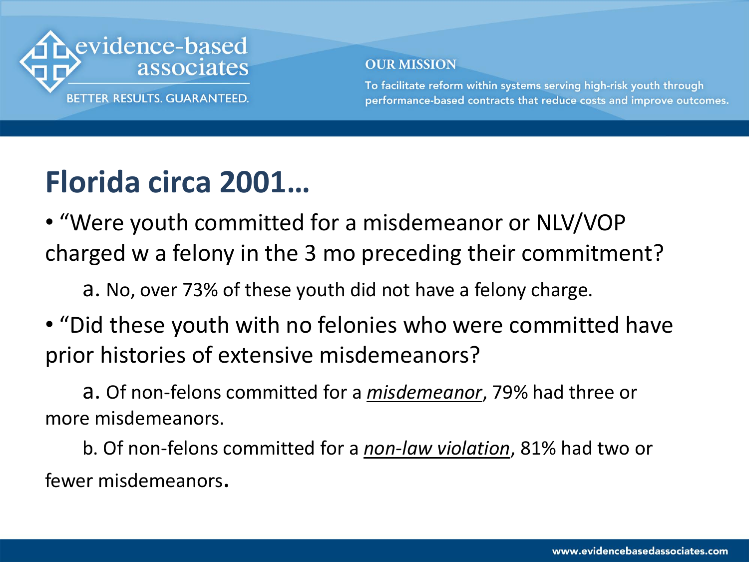# Florida circa 2001…

- "Were youth committed for a misdemeanor or NLV/VOP charged w a felony in the 3 mo preceding their commitment?

    a. No, over 73% of these youth did not have a felony charge.

- "Did these youth with no felonies who were committed have prior histories of extensive misdemeanors?

    a. Of non-felons committed for a ***misdemeanor***, 79% had three or more misdemeanors.

    b. Of non-felons committed for a ***non-law violation***, 81% had two or fewer misdemeanors.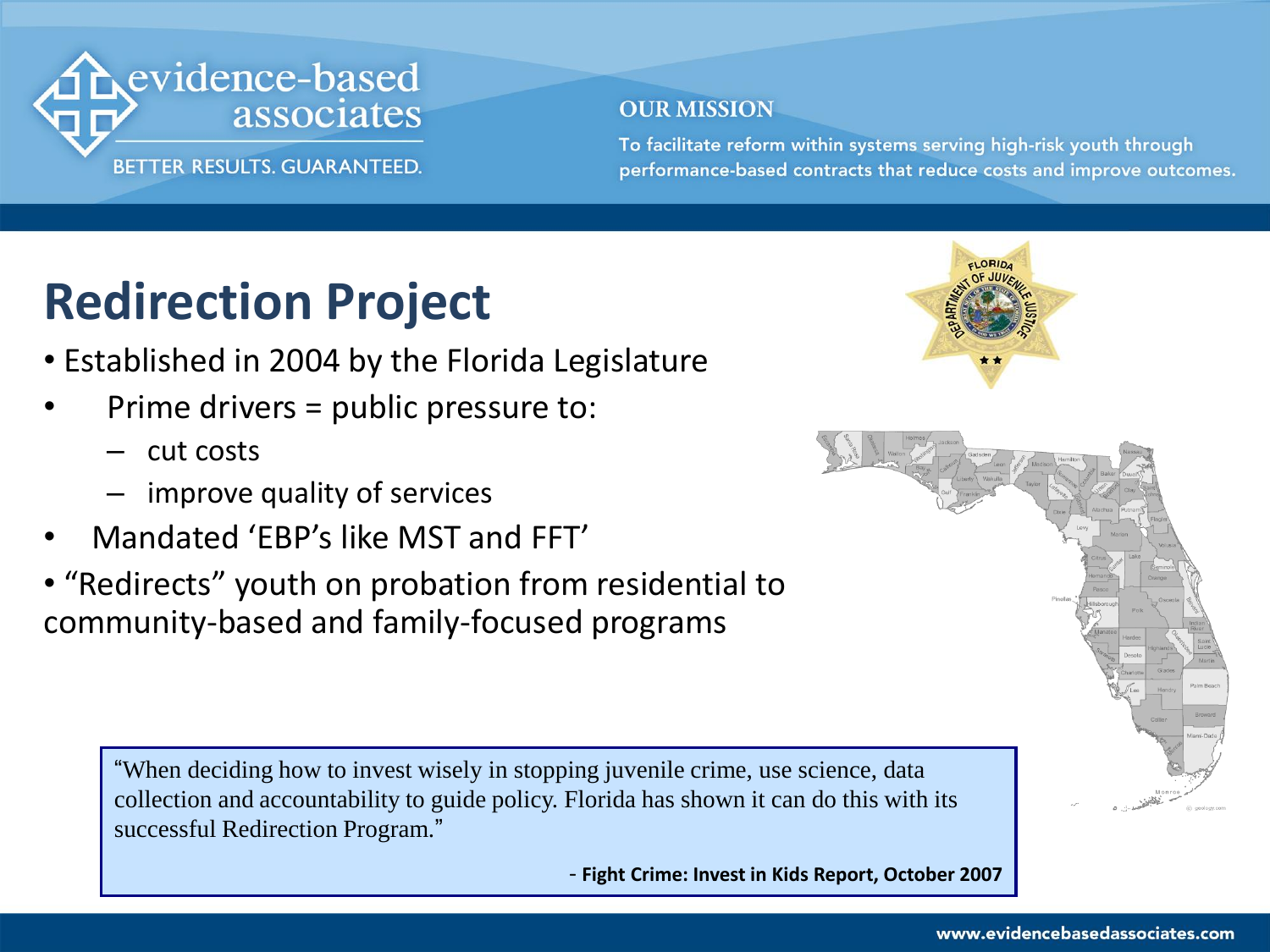# Redirection Project

- Established in 2004 by the Florida Legislature
- Prime drivers = public pressure to:
  - cut costs
  - improve quality of services
- Mandated 'EBP's like MST and FFT'
- "Redirects" youth on probation from residential to community-based and family-focused programs

> "When deciding how to invest wisely in stopping juvenile crime, use science, data collection and accountability to guide policy. Florida has shown it can do this with its successful Redirection Program."
>
> \- **Fight Crime: Invest in Kids Report, October 2007**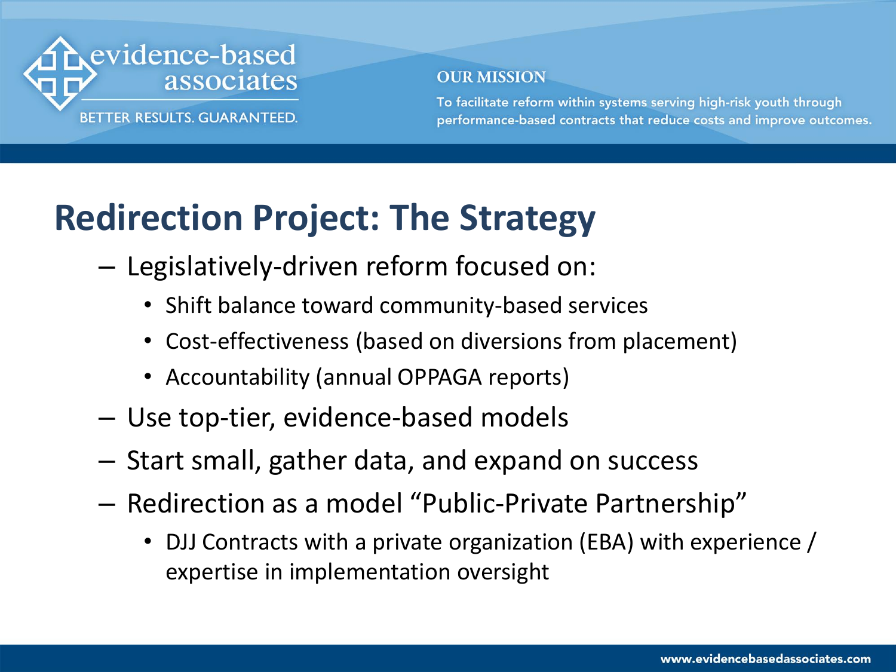# Redirection Project: The Strategy

- Legislatively-driven reform focused on:
  - Shift balance toward community-based services
  - Cost-effectiveness (based on diversions from placement)
  - Accountability (annual OPPAGA reports)
- Use top-tier, evidence-based models
- Start small, gather data, and expand on success
- Redirection as a model "Public-Private Partnership"
  - DJJ Contracts with a private organization (EBA) with experience / expertise in implementation oversight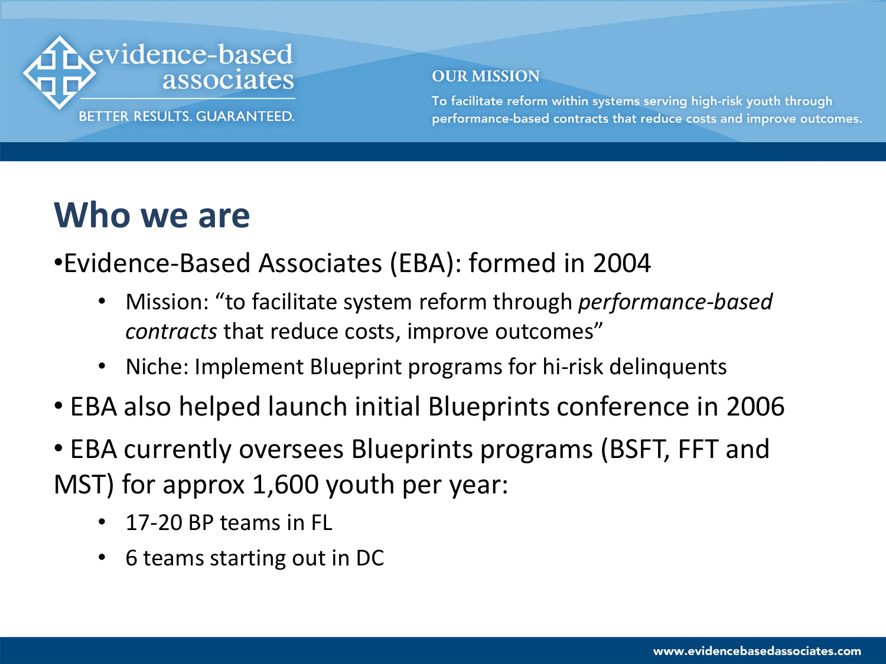# Who we are

- Evidence-Based Associates (EBA): formed in 2004
  - Mission: "to facilitate system reform through *performance-based contracts* that reduce costs, improve outcomes"
  - Niche: Implement Blueprint programs for hi-risk delinquents
- EBA also helped launch initial Blueprints conference in 2006
- EBA currently oversees Blueprints programs (BSFT, FFT and MST) for approx 1,600 youth per year:
  - 17-20 BP teams in FL
  - 6 teams starting out in DC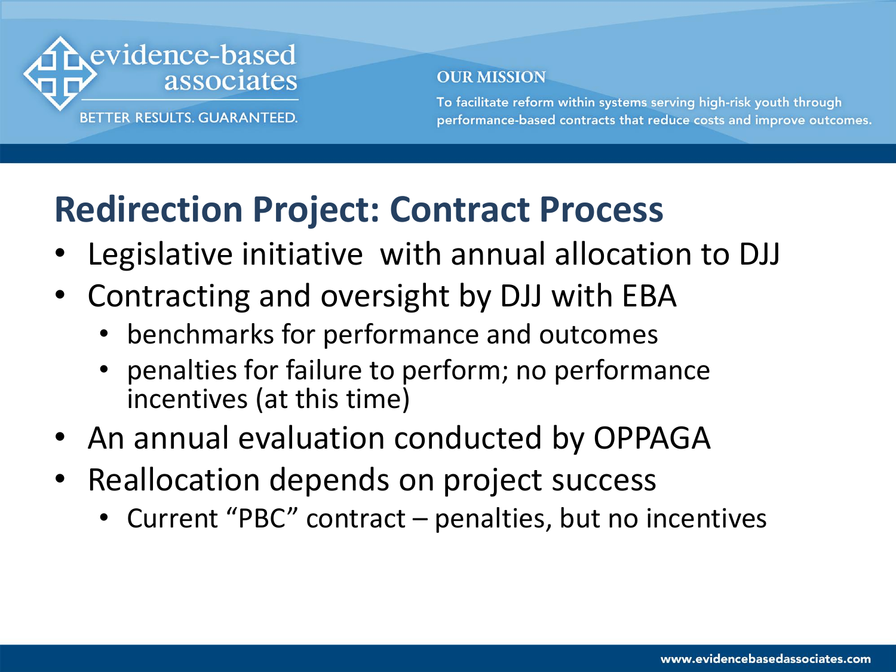## Redirection Project: Contract Process

- Legislative initiative with annual allocation to DJJ
- Contracting and oversight by DJJ with EBA
  - benchmarks for performance and outcomes
  - penalties for failure to perform; no performance incentives (at this time)
- An annual evaluation conducted by OPPAGA
- Reallocation depends on project success
  - Current "PBC" contract – penalties, but no incentives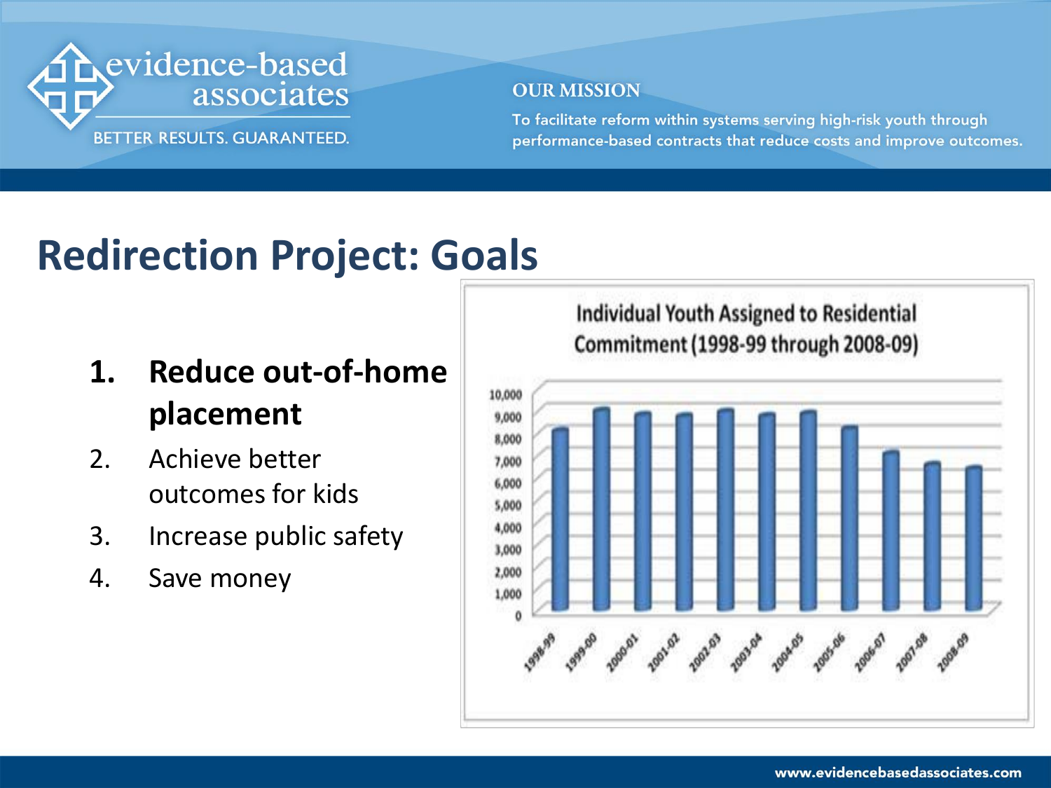# Redirection Project: Goals

1. **Reduce out-of-home placement**
2. Achieve better outcomes for kids
3. Increase public safety
4. Save money

**Individual Youth Assigned to Residential Commitment (1998-99 through 2008-09)**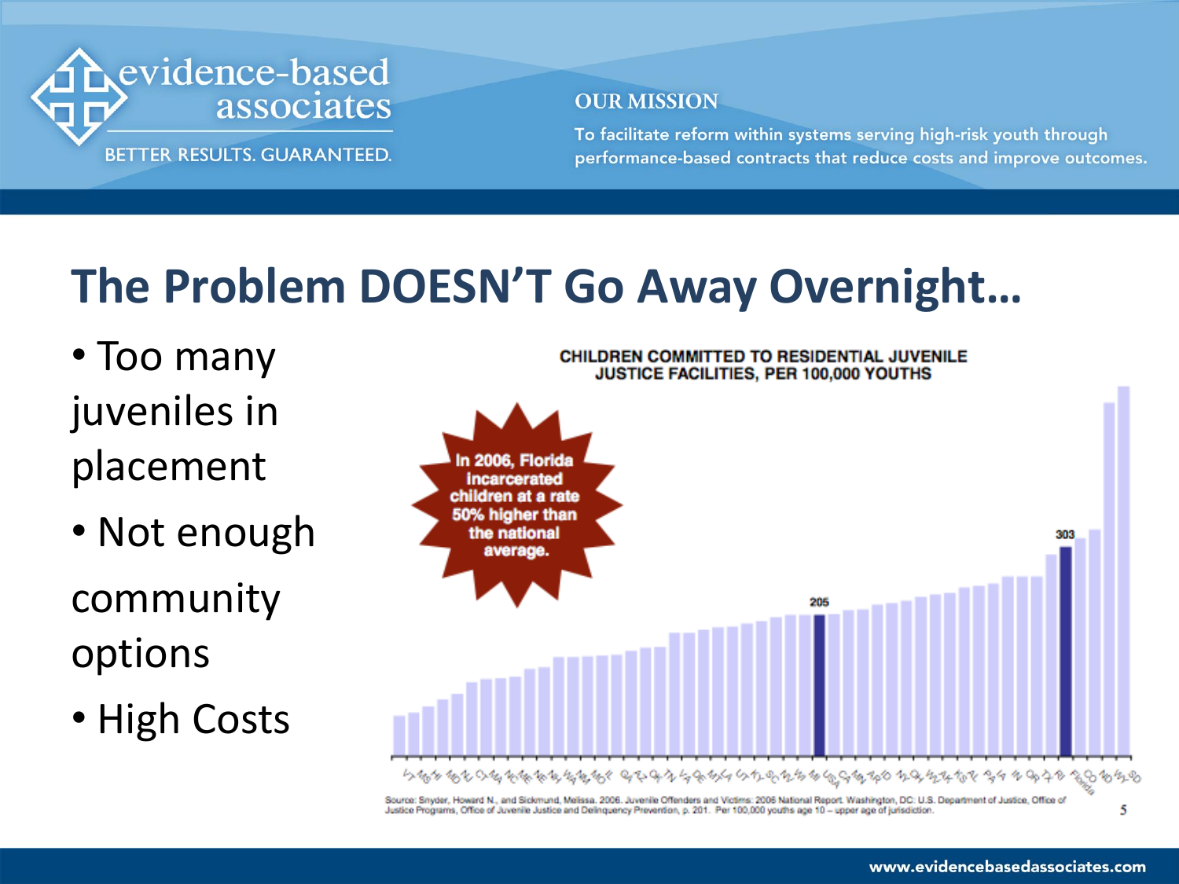# The Problem DOESN'T Go Away Overnight…

- Too many juveniles in placement
- Not enough community options
- High Costs

**CHILDREN COMMITTED TO RESIDENTIAL JUVENILE JUSTICE FACILITIES, PER 100,000 YOUTHS**

In 2006, Florida incarcerated children at a rate 50% higher than the national average.

205

303

Source: Snyder, Howard N., and Sickmund, Melissa. 2006. Juvenile Offenders and Victims: 2006 National Report. Washington, DC: U.S. Department of Justice, Office of Justice Programs, Office of Juvenile Justice and Delinquency Prevention, p. 201. Per 100,000 youths age 10 – upper age of jurisdiction.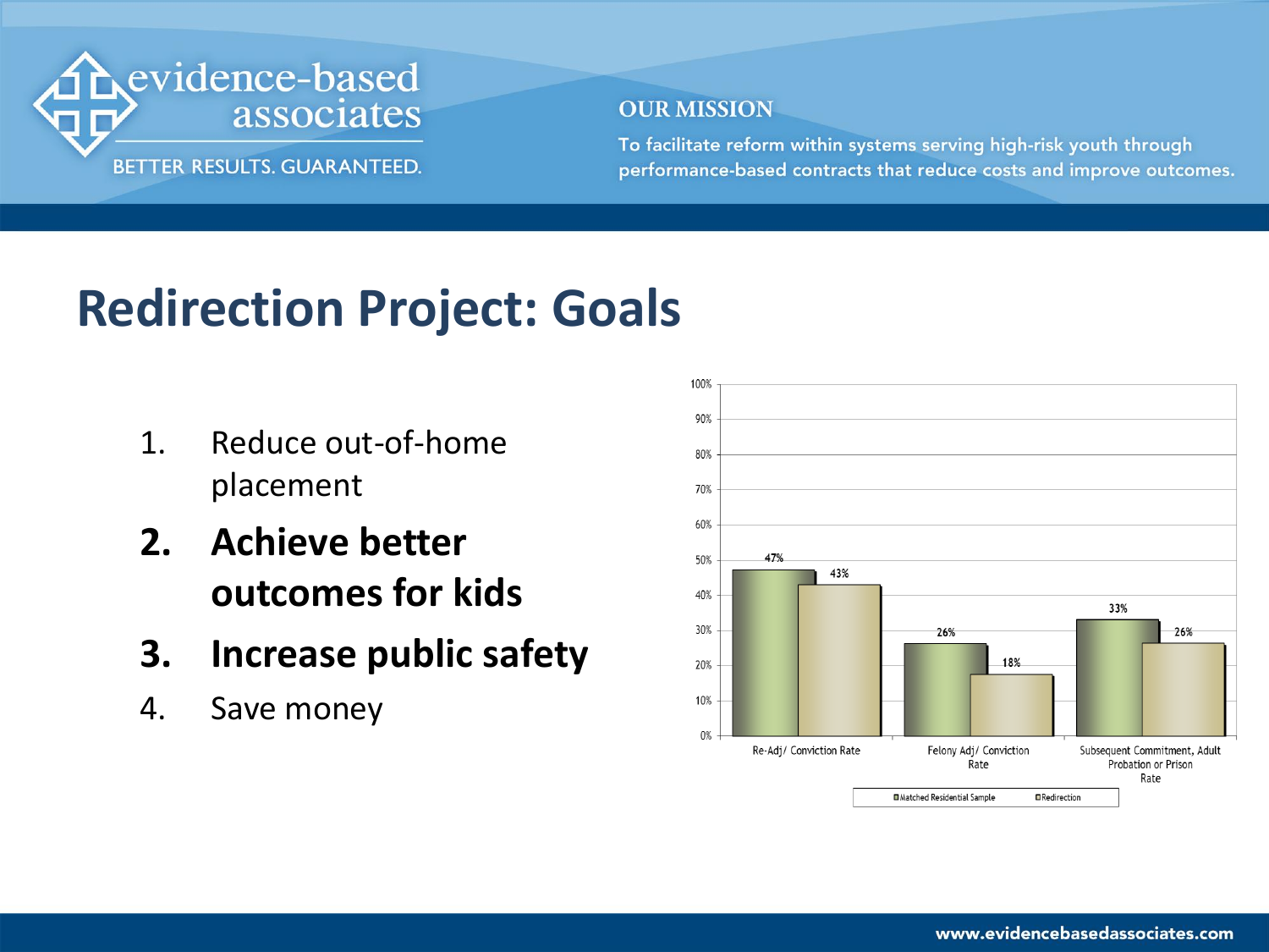# Redirection Project: Goals

1. Reduce out-of-home placement
2. **Achieve better outcomes for kids**
3. **Increase public safety**
4. Save money

| | Matched Residential Sample | Redirection |
|---|---|---|
| Re-Adj/ Conviction Rate | 47% | 43% |
| Felony Adj/ Conviction Rate | 26% | 18% |
| Subsequent Commitment, Adult Probation or Prison Rate | 33% | 26% |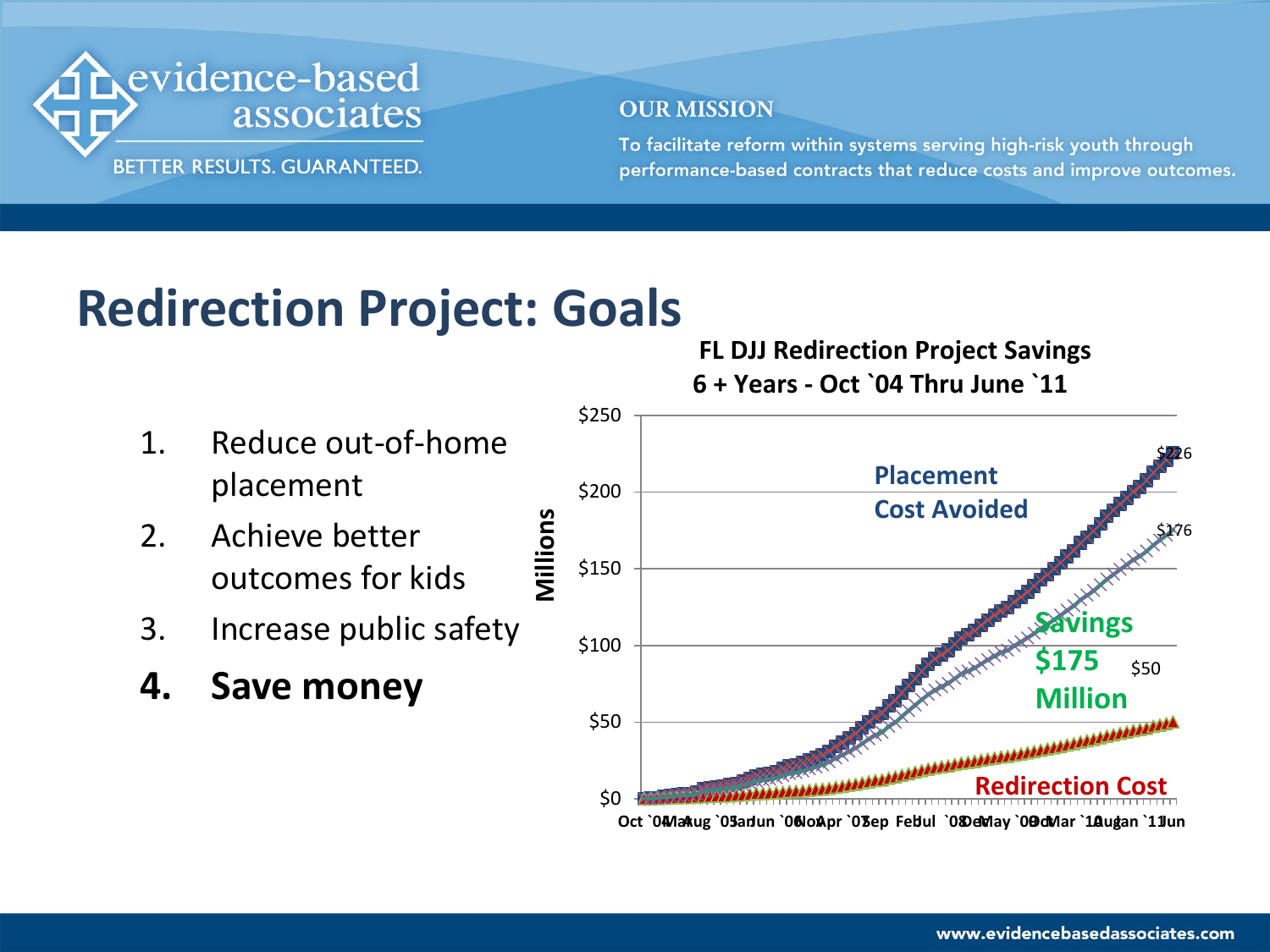# Redirection Project: Goals

1. Reduce out-of-home placement
2. Achieve better outcomes for kids
3. Increase public safety
4. **Save money**

**FL DJJ Redirection Project Savings**
**6 + Years - Oct `04 Thru June `11**

Placement Cost Avoided

Savings $175 Million

Redirection Cost

$226

$176

$50

Millions

$250 $200 $150 $100 $50 $0

Oct `04 Mar Aug `05 Jan Jun `06 Nov Apr `07 Sep Feb Jul `08 Dec May `09 Oct Mar `10 Aug Jan `11 Jun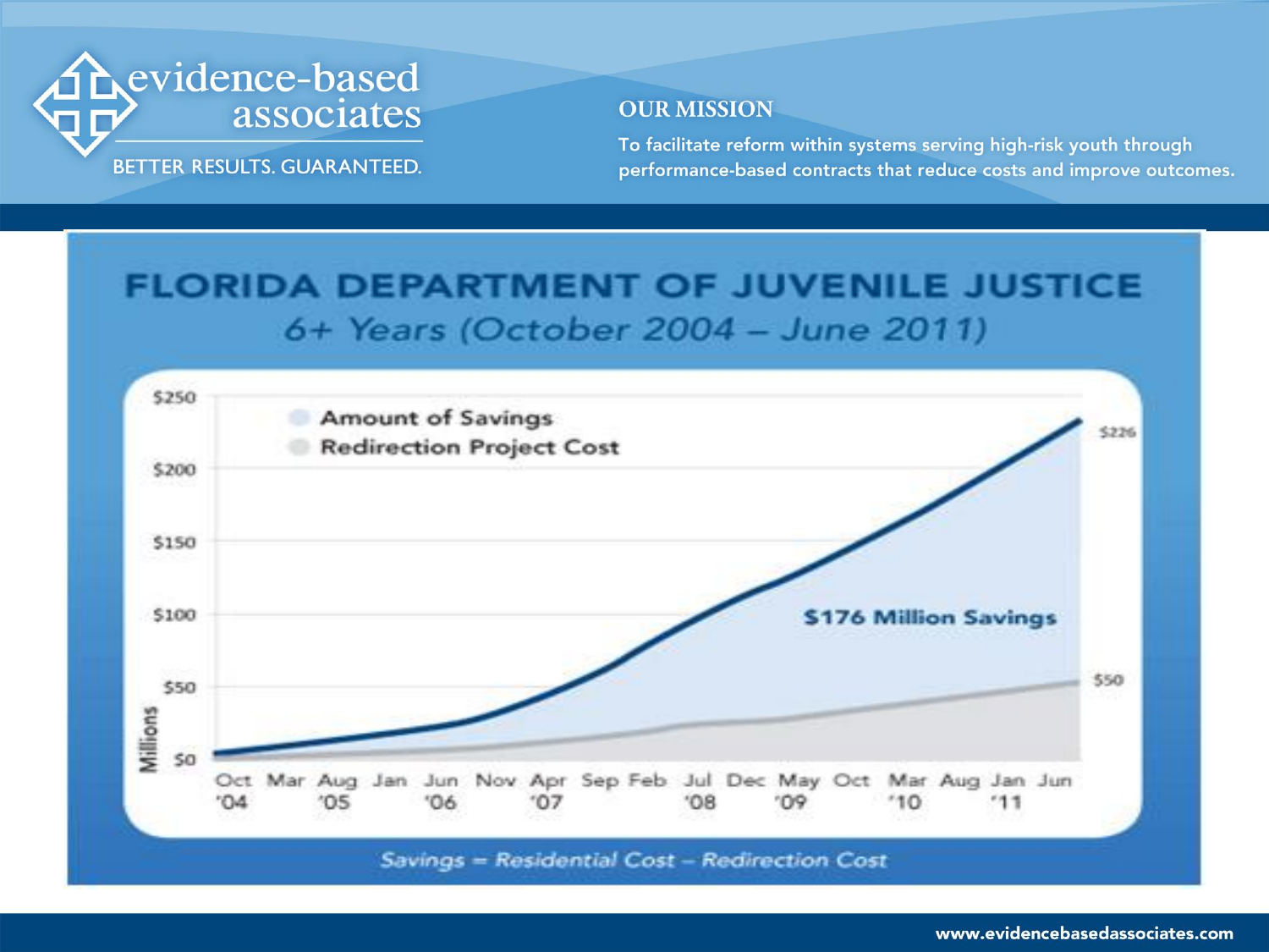evidence-based associates

BETTER RESULTS. GUARANTEED.

## OUR MISSION

To facilitate reform within systems serving high-risk youth through performance-based contracts that reduce costs and improve outcomes.

# FLORIDA DEPARTMENT OF JUVENILE JUSTICE

*6+ Years (October 2004 – June 2011)*

- Amount of Savings
- Redirection Project Cost

Millions: $0, $50, $100, $150, $200, $250

Oct '04, Mar, Aug '05, Jan, Jun '06, Nov, Apr '07, Sep, Feb, Jul '08, Dec, May '09, Oct, Mar '10, Aug, Jan '11, Jun

$226

$176 Million Savings

$50

*Savings = Residential Cost – Redirection Cost*

www.evidencebasedassociates.com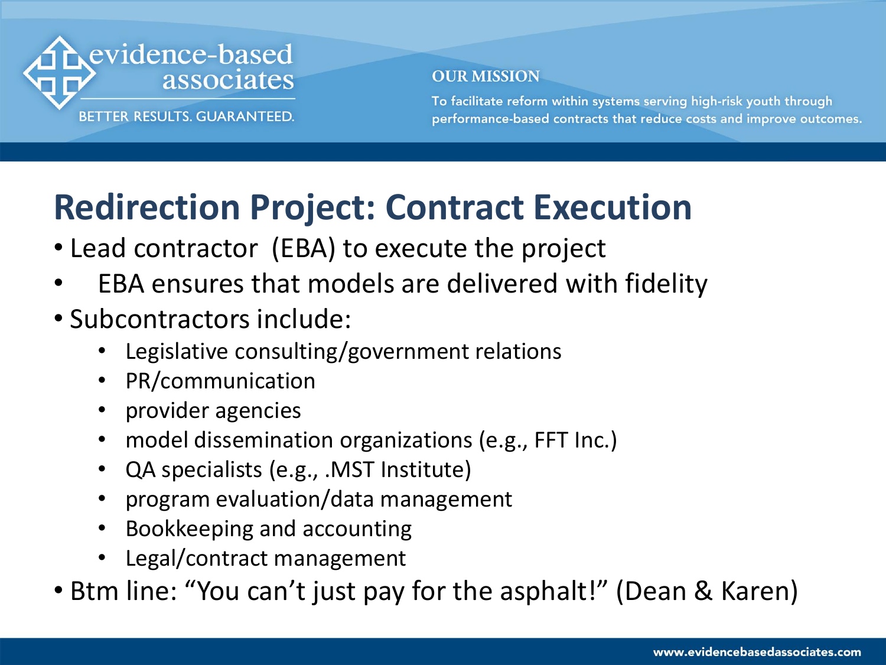# Redirection Project: Contract Execution

- Lead contractor (EBA) to execute the project
- EBA ensures that models are delivered with fidelity
- Subcontractors include:
  - Legislative consulting/government relations
  - PR/communication
  - provider agencies
  - model dissemination organizations (e.g., FFT Inc.)
  - QA specialists (e.g., .MST Institute)
  - program evaluation/data management
  - Bookkeeping and accounting
  - Legal/contract management
- Btm line: "You can't just pay for the asphalt!" (Dean & Karen)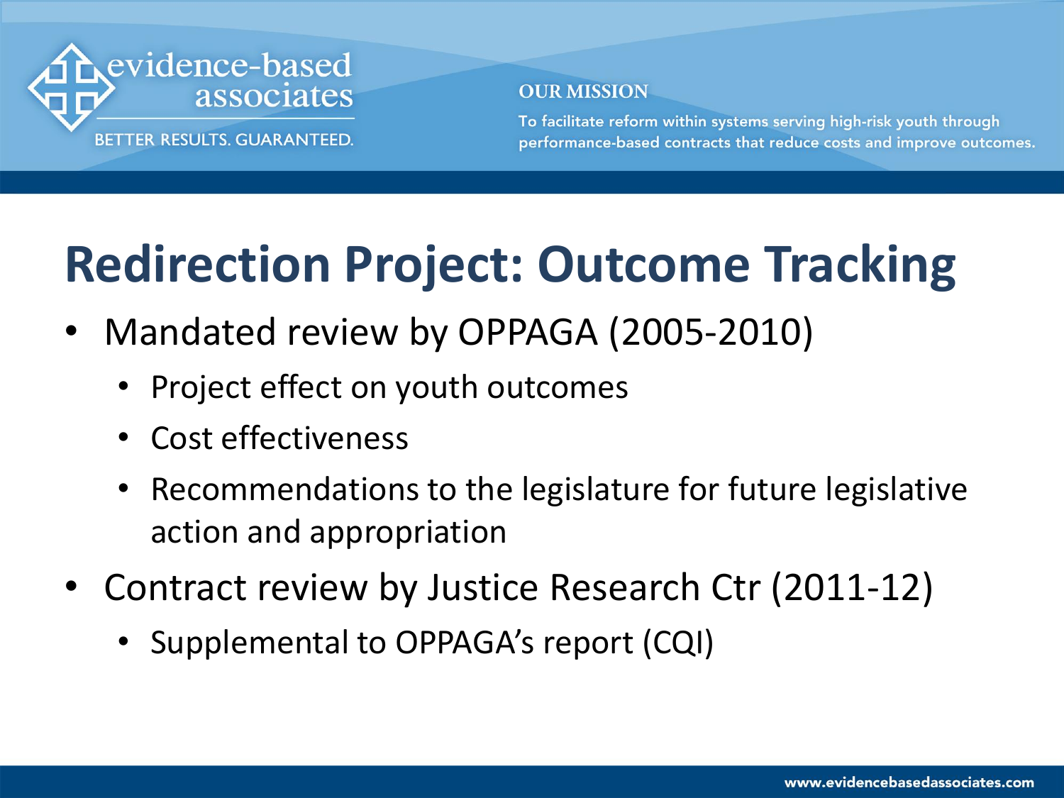# Redirection Project: Outcome Tracking

- Mandated review by OPPAGA (2005-2010)
  - Project effect on youth outcomes
  - Cost effectiveness
  - Recommendations to the legislature for future legislative action and appropriation
- Contract review by Justice Research Ctr (2011-12)
  - Supplemental to OPPAGA's report (CQI)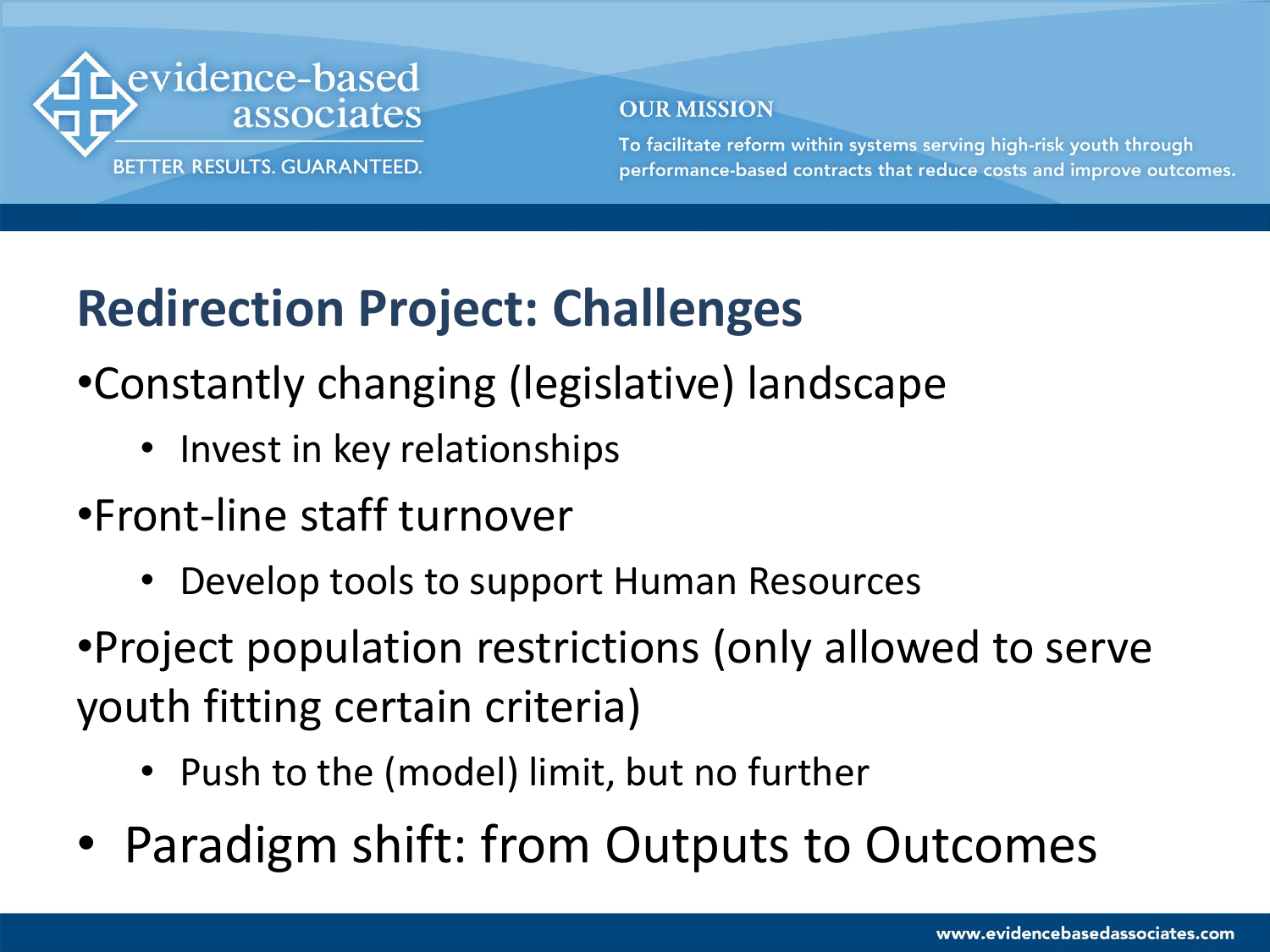## Redirection Project: Challenges

- Constantly changing (legislative) landscape
  - Invest in key relationships
- Front-line staff turnover
  - Develop tools to support Human Resources
- Project population restrictions (only allowed to serve youth fitting certain criteria)
  - Push to the (model) limit, but no further
- Paradigm shift: from Outputs to Outcomes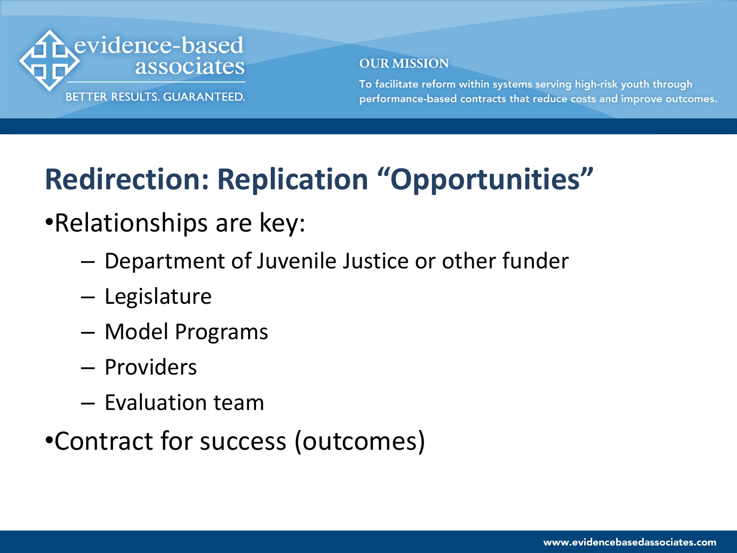## Redirection: Replication "Opportunities"

- Relationships are key:
  - Department of Juvenile Justice or other funder
  - Legislature
  - Model Programs
  - Providers
  - Evaluation team
- Contract for success (outcomes)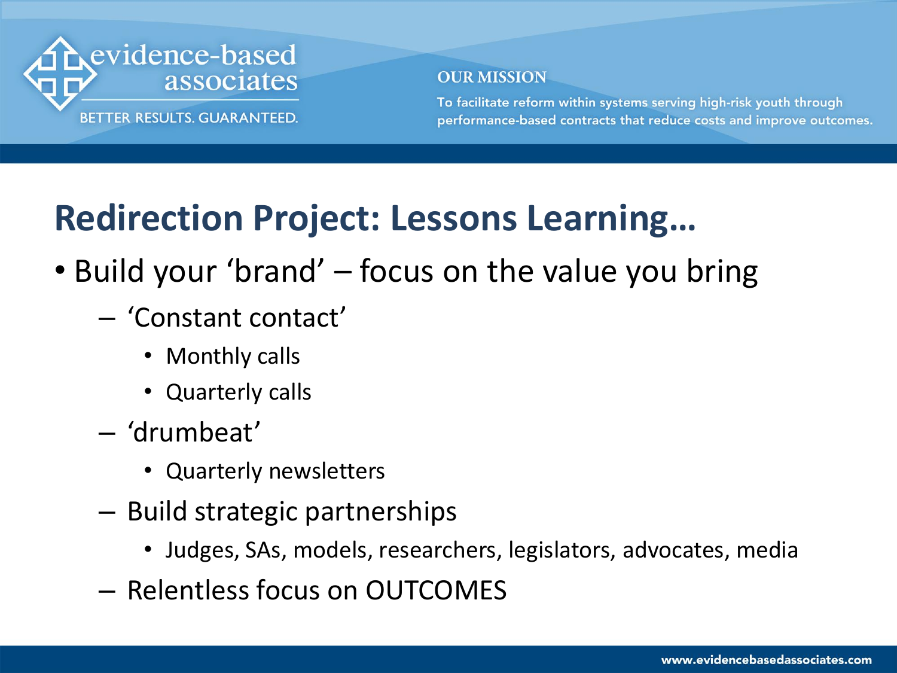# Redirection Project: Lessons Learning…

- Build your 'brand' – focus on the value you bring
  - 'Constant contact'
    - Monthly calls
    - Quarterly calls
  - 'drumbeat'
    - Quarterly newsletters
  - Build strategic partnerships
    - Judges, SAs, models, researchers, legislators, advocates, media
  - Relentless focus on OUTCOMES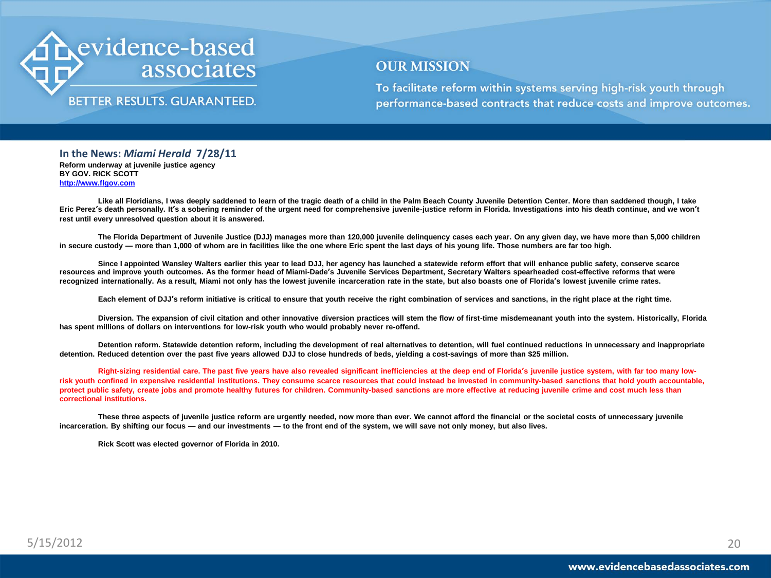evidence-based associates

BETTER RESULTS. GUARANTEED.

## OUR MISSION

To facilitate reform within systems serving high-risk youth through performance-based contracts that reduce costs and improve outcomes.

### In the News: *Miami Herald* 7/28/11

**Reform underway at juvenile justice agency**
**BY GOV. RICK SCOTT**
**http://www.flgov.com**

**Like all Floridians, I was deeply saddened to learn of the tragic death of a child in the Palm Beach County Juvenile Detention Center. More than saddened though, I take Eric Perez's death personally. It's a sobering reminder of the urgent need for comprehensive juvenile-justice reform in Florida. Investigations into his death continue, and we won't rest until every unresolved question about it is answered.**

**The Florida Department of Juvenile Justice (DJJ) manages more than 120,000 juvenile delinquency cases each year. On any given day, we have more than 5,000 children in secure custody — more than 1,000 of whom are in facilities like the one where Eric spent the last days of his young life. Those numbers are far too high.**

**Since I appointed Wansley Walters earlier this year to lead DJJ, her agency has launched a statewide reform effort that will enhance public safety, conserve scarce resources and improve youth outcomes. As the former head of Miami-Dade's Juvenile Services Department, Secretary Walters spearheaded cost-effective reforms that were recognized internationally. As a result, Miami not only has the lowest juvenile incarceration rate in the state, but also boasts one of Florida's lowest juvenile crime rates.**

**Each element of DJJ's reform initiative is critical to ensure that youth receive the right combination of services and sanctions, in the right place at the right time.**

**Diversion. The expansion of civil citation and other innovative diversion practices will stem the flow of first-time misdemeanant youth into the system. Historically, Florida has spent millions of dollars on interventions for low-risk youth who would probably never re-offend.**

**Detention reform. Statewide detention reform, including the development of real alternatives to detention, will fuel continued reductions in unnecessary and inappropriate detention. Reduced detention over the past five years allowed DJJ to close hundreds of beds, yielding a cost-savings of more than $25 million.**

**Right-sizing residential care. The past five years have also revealed significant inefficiencies at the deep end of Florida's juvenile justice system, with far too many low-risk youth confined in expensive residential institutions. They consume scarce resources that could instead be invested in community-based sanctions that hold youth accountable, protect public safety, create jobs and promote healthy futures for children. Community-based sanctions are more effective at reducing juvenile crime and cost much less than correctional institutions.**

**These three aspects of juvenile justice reform are urgently needed, now more than ever. We cannot afford the financial or the societal costs of unnecessary juvenile incarceration. By shifting our focus — and our investments — to the front end of the system, we will save not only money, but also lives.**

**Rick Scott was elected governor of Florida in 2010.**

5/15/2012

www.evidencebasedassociates.com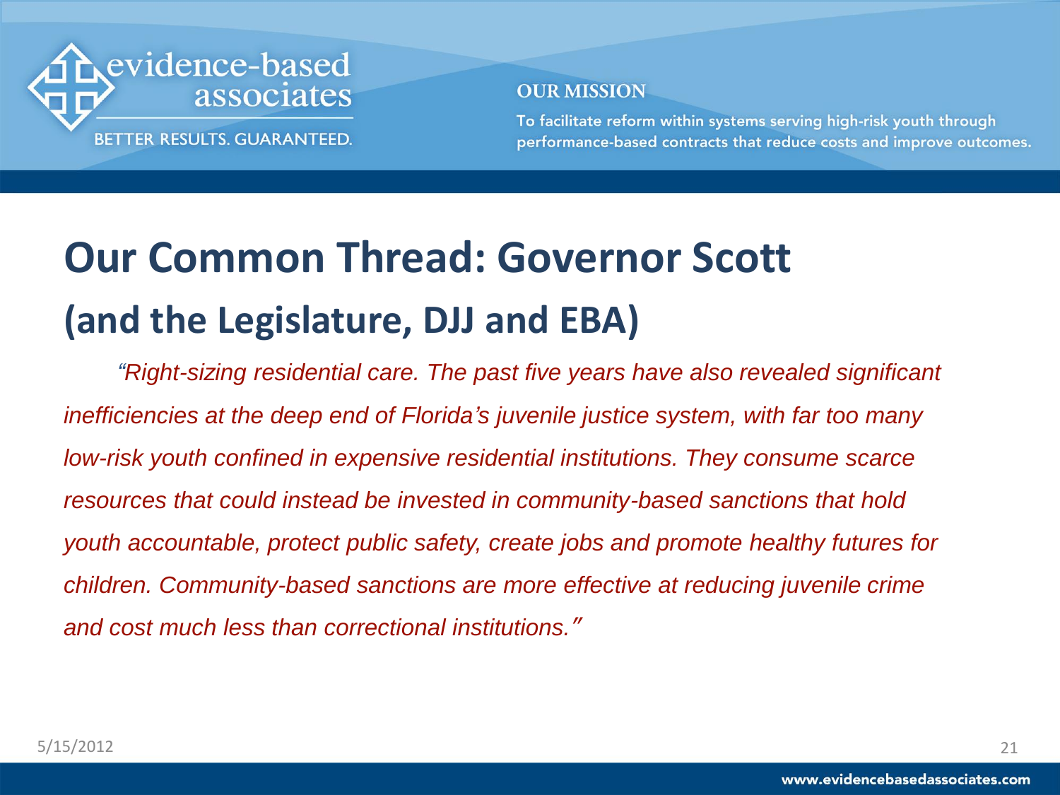evidence-based associates

BETTER RESULTS. GUARANTEED.

**OUR MISSION**

To facilitate reform within systems serving high-risk youth through performance-based contracts that reduce costs and improve outcomes.

# Our Common Thread: Governor Scott

## (and the Legislature, DJJ and EBA)

*"Right-sizing residential care. The past five years have also revealed significant inefficiencies at the deep end of Florida's juvenile justice system, with far too many low-risk youth confined in expensive residential institutions. They consume scarce resources that could instead be invested in community-based sanctions that hold youth accountable, protect public safety, create jobs and promote healthy futures for children. Community-based sanctions are more effective at reducing juvenile crime and cost much less than correctional institutions."*

5/15/2012

www.evidencebasedassociates.com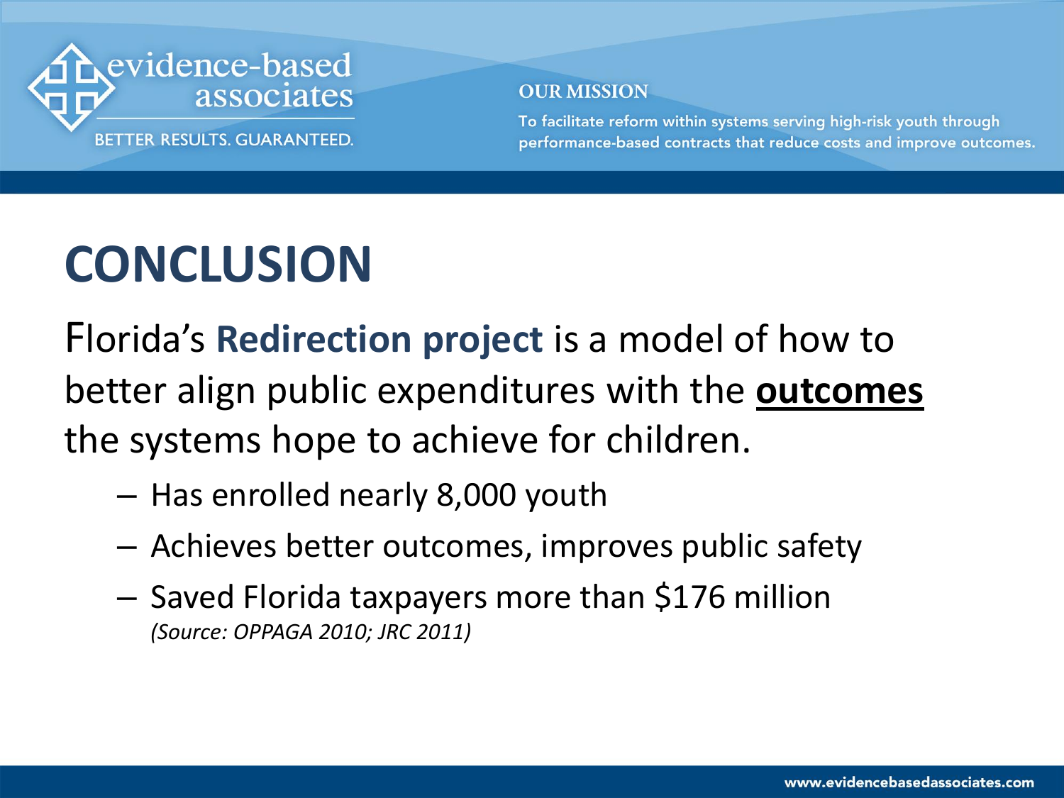# CONCLUSION

Florida's **Redirection project** is a model of how to better align public expenditures with the **outcomes** the systems hope to achieve for children.

- Has enrolled nearly 8,000 youth
- Achieves better outcomes, improves public safety
- Saved Florida taxpayers more than $176 million
  *(Source: OPPAGA 2010; JRC 2011)*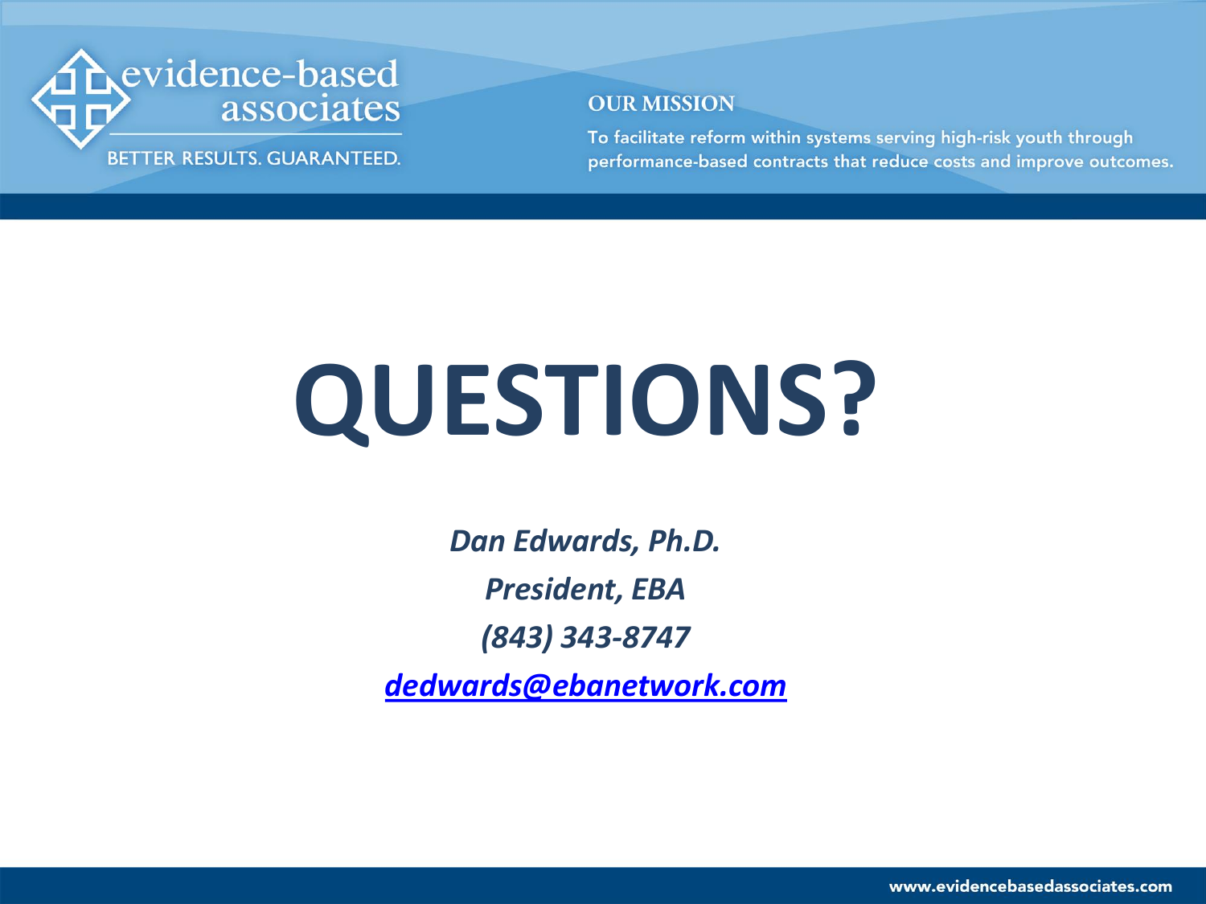evidence-based associates

BETTER RESULTS. GUARANTEED.

**OUR MISSION**

To facilitate reform within systems serving high-risk youth through performance-based contracts that reduce costs and improve outcomes.

# QUESTIONS?

*Dan Edwards, Ph.D.*

*President, EBA*

*(843) 343-8747*

*dedwards@ebanetwork.com*

www.evidencebasedassociates.com